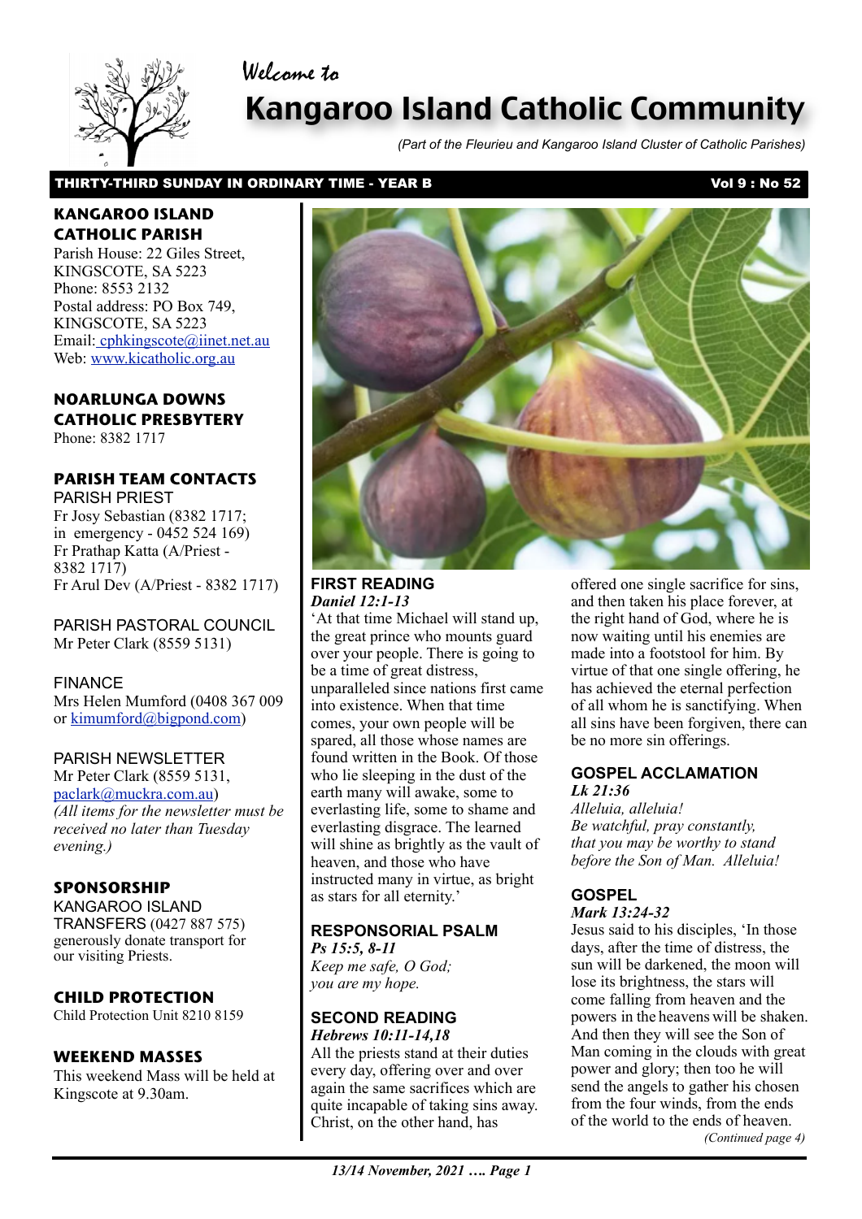Welcome to

# Kangaroo Island Catholic Community

*(Part of the Fleurieu and Kangaroo Island Cluster of Catholic Parishes)*

**THIRTY-THIRD SUNDAY IN ORDINARY TIME - YEAR B** **Vol 9 : No 52**

## KANGAROO ISLAND CATHOLIC PARISH

Parish House: 22 Giles Street, KINGSCOTE, SA 5223
Phone: 8553 2132
Postal address: PO Box 749, KINGSCOTE, SA 5223
Email: cphkingscote@iinet.net.au
Web: www.kicatholic.org.au

## NOARLUNGA DOWNS CATHOLIC PRESBYTERY

Phone: 8382 1717

## PARISH TEAM CONTACTS

PARISH PRIEST
Fr Josy Sebastian (8382 1717; in emergency - 0452 524 169)
Fr Prathap Katta (A/Priest - 8382 1717)
Fr Arul Dev (A/Priest - 8382 1717)

PARISH PASTORAL COUNCIL
Mr Peter Clark (8559 5131)

FINANCE
Mrs Helen Mumford (0408 367 009 or kimumford@bigpond.com)

PARISH NEWSLETTER
Mr Peter Clark (8559 5131, paclark@muckra.com.au)
*(All items for the newsletter must be received no later than Tuesday evening.)*

## SPONSORSHIP

KANGAROO ISLAND TRANSFERS (0427 887 575) generously donate transport for our visiting Priests.

## CHILD PROTECTION

Child Protection Unit 8210 8159

## WEEKEND MASSES

This weekend Mass will be held at Kingscote at 9.30am.

### FIRST READING
***Daniel 12:1-13***

'At that time Michael will stand up, the great prince who mounts guard over your people. There is going to be a time of great distress, unparalleled since nations first came into existence. When that time comes, your own people will be spared, all those whose names are found written in the Book. Of those who lie sleeping in the dust of the earth many will awake, some to everlasting life, some to shame and everlasting disgrace. The learned will shine as brightly as the vault of heaven, and those who have instructed many in virtue, as bright as stars for all eternity.'

### RESPONSORIAL PSALM
***Ps 15:5, 8-11***

*Keep me safe, O God;*
*you are my hope.*

### SECOND READING
***Hebrews 10:11-14,18***

All the priests stand at their duties every day, offering over and over again the same sacrifices which are quite incapable of taking sins away. Christ, on the other hand, has offered one single sacrifice for sins, and then taken his place forever, at the right hand of God, where he is now waiting until his enemies are made into a footstool for him. By virtue of that one single offering, he has achieved the eternal perfection of all whom he is sanctifying. When all sins have been forgiven, there can be no more sin offerings.

### GOSPEL ACCLAMATION
***Lk 21:36***

*Alleluia, alleluia!*
*Be watchful, pray constantly,*
*that you may be worthy to stand*
*before the Son of Man. Alleluia!*

### GOSPEL
***Mark 13:24-32***

Jesus said to his disciples, 'In those days, after the time of distress, the sun will be darkened, the moon will lose its brightness, the stars will come falling from heaven and the powers in the heavens will be shaken. And then they will see the Son of Man coming in the clouds with great power and glory; then too he will send the angels to gather his chosen from the four winds, from the ends of the world to the ends of heaven.

*(Continued page 4)*

*13/14 November, 2021 …. Page 1*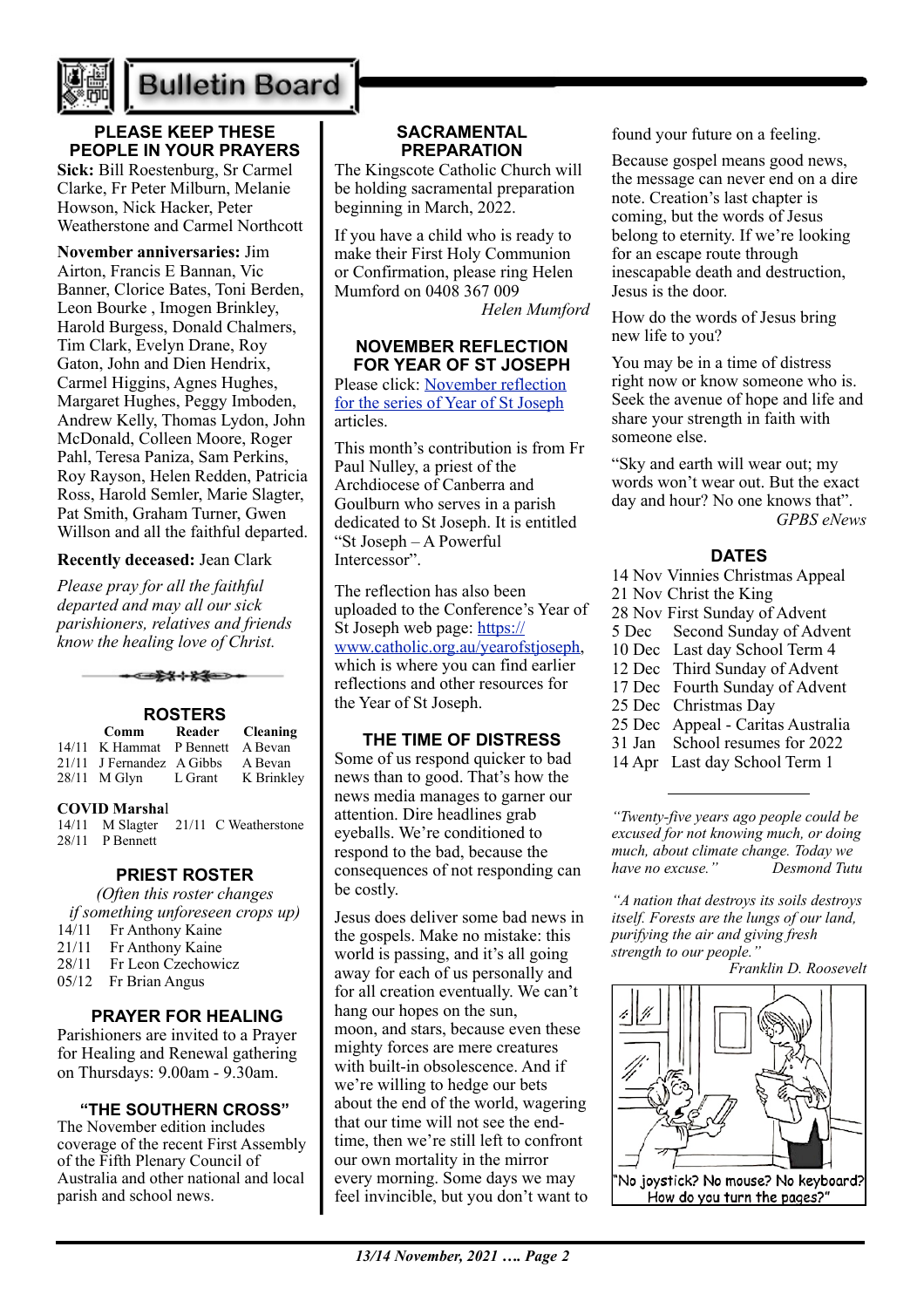# Bulletin Board

## PLEASE KEEP THESE PEOPLE IN YOUR PRAYERS

**Sick:** Bill Roestenburg, Sr Carmel Clarke, Fr Peter Milburn, Melanie Howson, Nick Hacker, Peter Weatherstone and Carmel Northcott

**November anniversaries:** Jim Airton, Francis E Bannan, Vic Banner, Clorice Bates, Toni Berden, Leon Bourke , Imogen Brinkley, Harold Burgess, Donald Chalmers, Tim Clark, Evelyn Drane, Roy Gaton, John and Dien Hendrix, Carmel Higgins, Agnes Hughes, Margaret Hughes, Peggy Imboden, Andrew Kelly, Thomas Lydon, John McDonald, Colleen Moore, Roger Pahl, Teresa Paniza, Sam Perkins, Roy Rayson, Helen Redden, Patricia Ross, Harold Semler, Marie Slagter, Pat Smith, Graham Turner, Gwen Willson and all the faithful departed.

**Recently deceased:** Jean Clark

*Please pray for all the faithful departed and may all our sick parishioners, relatives and friends know the healing love of Christ.*

## ROSTERS

| | Comm | Reader | Cleaning |
|---|---|---|---|
| 14/11 | K Hammat | P Bennett | A Bevan |
| 21/11 | J Fernandez | A Gibbs | A Bevan |
| 28/11 | M Glyn | L Grant | K Brinkley |

**COVID Marshal**

14/11 M Slagter 21/11 C Weatherstone
28/11 P Bennett

## PRIEST ROSTER

*(Often this roster changes if something unforeseen crops up)*

14/11 Fr Anthony Kaine
21/11 Fr Anthony Kaine
28/11 Fr Leon Czechowicz
05/12 Fr Brian Angus

## PRAYER FOR HEALING

Parishioners are invited to a Prayer for Healing and Renewal gathering on Thursdays: 9.00am - 9.30am.

## "THE SOUTHERN CROSS"

The November edition includes coverage of the recent First Assembly of the Fifth Plenary Council of Australia and other national and local parish and school news.

## SACRAMENTAL PREPARATION

The Kingscote Catholic Church will be holding sacramental preparation beginning in March, 2022.

If you have a child who is ready to make their First Holy Communion or Confirmation, please ring Helen Mumford on 0408 367 009

*Helen Mumford*

## NOVEMBER REFLECTION FOR YEAR OF ST JOSEPH

Please click: [November reflection for the series of Year of St Joseph](https://www.catholic.org.au/yearofstjoseph) articles.

This month's contribution is from Fr Paul Nulley, a priest of the Archdiocese of Canberra and Goulburn who serves in a parish dedicated to St Joseph. It is entitled "St Joseph – A Powerful Intercessor".

The reflection has also been uploaded to the Conference's Year of St Joseph web page: [https://www.catholic.org.au/yearofstjoseph](https://www.catholic.org.au/yearofstjoseph), which is where you can find earlier reflections and other resources for the Year of St Joseph.

## THE TIME OF DISTRESS

Some of us respond quicker to bad news than to good. That's how the news media manages to garner our attention. Dire headlines grab eyeballs. We're conditioned to respond to the bad, because the consequences of not responding can be costly.

Jesus does deliver some bad news in the gospels. Make no mistake: this world is passing, and it's all going away for each of us personally and for all creation eventually. We can't hang our hopes on the sun, moon, and stars, because even these mighty forces are mere creatures with built-in obsolescence. And if we're willing to hedge our bets about the end of the world, wagering that our time will not see the end-time, then we're still left to confront our own mortality in the mirror every morning. Some days we may feel invincible, but you don't want to found your future on a feeling.

Because gospel means good news, the message can never end on a dire note. Creation's last chapter is coming, but the words of Jesus belong to eternity. If we're looking for an escape route through inescapable death and destruction, Jesus is the door.

How do the words of Jesus bring new life to you?

You may be in a time of distress right now or know someone who is. Seek the avenue of hope and life and share your strength in faith with someone else.

"Sky and earth will wear out; my words won't wear out. But the exact day and hour? No one knows that".

*GPBS eNews*

## DATES

14 Nov Vinnies Christmas Appeal
21 Nov Christ the King
28 Nov First Sunday of Advent
5 Dec Second Sunday of Advent
10 Dec Last day School Term 4
12 Dec Third Sunday of Advent
17 Dec Fourth Sunday of Advent
25 Dec Christmas Day
25 Dec Appeal - Caritas Australia
31 Jan School resumes for 2022
14 Apr Last day School Term 1

---

*"Twenty-five years ago people could be excused for not knowing much, or doing much, about climate change. Today we have no excuse."* Desmond Tutu

*"A nation that destroys its soils destroys itself. Forests are the lungs of our land, purifying the air and giving fresh strength to our people."*
Franklin D. Roosevelt

"No joystick? No mouse? No keyboard? How do you turn the pages?"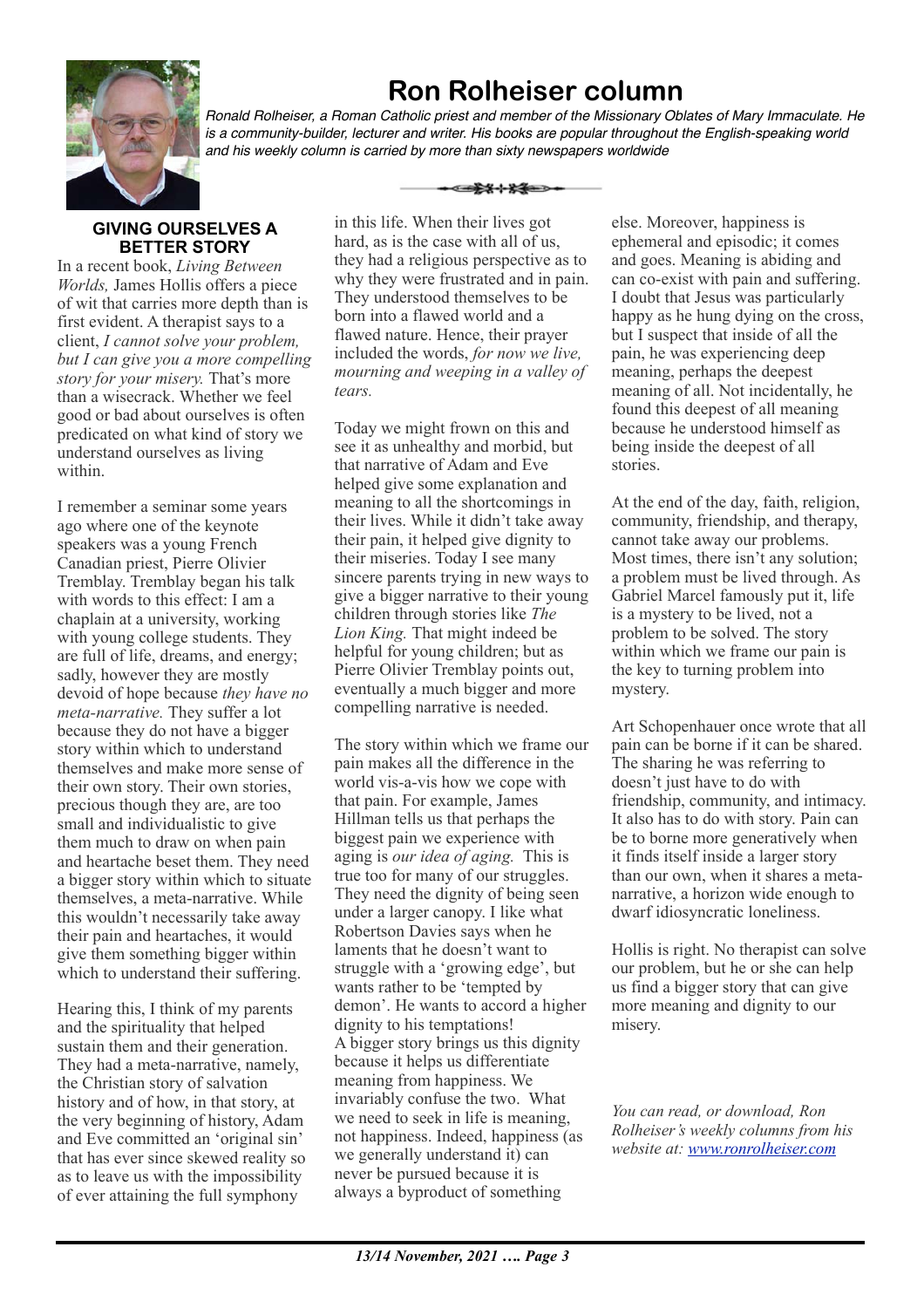# Ron Rolheiser column

*Ronald Rolheiser, a Roman Catholic priest and member of the Missionary Oblates of Mary Immaculate. He is a community-builder, lecturer and writer. His books are popular throughout the English-speaking world and his weekly column is carried by more than sixty newspapers worldwide*

## GIVING OURSELVES A BETTER STORY

In a recent book, *Living Between Worlds,* James Hollis offers a piece of wit that carries more depth than is first evident. A therapist says to a client, *I cannot solve your problem, but I can give you a more compelling story for your misery.* That's more than a wisecrack. Whether we feel good or bad about ourselves is often predicated on what kind of story we understand ourselves as living within.

I remember a seminar some years ago where one of the keynote speakers was a young French Canadian priest, Pierre Olivier Tremblay. Tremblay began his talk with words to this effect: I am a chaplain at a university, working with young college students. They are full of life, dreams, and energy; sadly, however they are mostly devoid of hope because *they have no meta-narrative.* They suffer a lot because they do not have a bigger story within which to understand themselves and make more sense of their own story. Their own stories, precious though they are, are too small and individualistic to give them much to draw on when pain and heartache beset them. They need a bigger story within which to situate themselves, a meta-narrative. While this wouldn't necessarily take away their pain and heartaches, it would give them something bigger within which to understand their suffering.

Hearing this, I think of my parents and the spirituality that helped sustain them and their generation. They had a meta-narrative, namely, the Christian story of salvation history and of how, in that story, at the very beginning of history, Adam and Eve committed an 'original sin' that has ever since skewed reality so as to leave us with the impossibility of ever attaining the full symphony in this life. When their lives got hard, as is the case with all of us, they had a religious perspective as to why they were frustrated and in pain. They understood themselves to be born into a flawed world and a flawed nature. Hence, their prayer included the words, *for now we live, mourning and weeping in a valley of tears.*

Today we might frown on this and see it as unhealthy and morbid, but that narrative of Adam and Eve helped give some explanation and meaning to all the shortcomings in their lives. While it didn't take away their pain, it helped give dignity to their miseries. Today I see many sincere parents trying in new ways to give a bigger narrative to their young children through stories like *The Lion King.* That might indeed be helpful for young children; but as Pierre Olivier Tremblay points out, eventually a much bigger and more compelling narrative is needed.

The story within which we frame our pain makes all the difference in the world vis-a-vis how we cope with that pain. For example, James Hillman tells us that perhaps the biggest pain we experience with aging is *our idea of aging.* This is true too for many of our struggles. They need the dignity of being seen under a larger canopy. I like what Robertson Davies says when he laments that he doesn't want to struggle with a 'growing edge', but wants rather to be 'tempted by demon'. He wants to accord a higher dignity to his temptations!
A bigger story brings us this dignity because it helps us differentiate meaning from happiness. We invariably confuse the two. What we need to seek in life is meaning, not happiness. Indeed, happiness (as we generally understand it) can never be pursued because it is always a byproduct of something else. Moreover, happiness is ephemeral and episodic; it comes and goes. Meaning is abiding and can co-exist with pain and suffering. I doubt that Jesus was particularly happy as he hung dying on the cross, but I suspect that inside of all the pain, he was experiencing deep meaning, perhaps the deepest meaning of all. Not incidentally, he found this deepest of all meaning because he understood himself as being inside the deepest of all stories.

At the end of the day, faith, religion, community, friendship, and therapy, cannot take away our problems. Most times, there isn't any solution; a problem must be lived through. As Gabriel Marcel famously put it, life is a mystery to be lived, not a problem to be solved. The story within which we frame our pain is the key to turning problem into mystery.

Art Schopenhauer once wrote that all pain can be borne if it can be shared. The sharing he was referring to doesn't just have to do with friendship, community, and intimacy. It also has to do with story. Pain can be to borne more generatively when it finds itself inside a larger story than our own, when it shares a meta-narrative, a horizon wide enough to dwarf idiosyncratic loneliness.

Hollis is right. No therapist can solve our problem, but he or she can help us find a bigger story that can give more meaning and dignity to our misery.

*You can read, or download, Ron Rolheiser's weekly columns from his website at: [www.ronrolheiser.com](www.ronrolheiser.com)*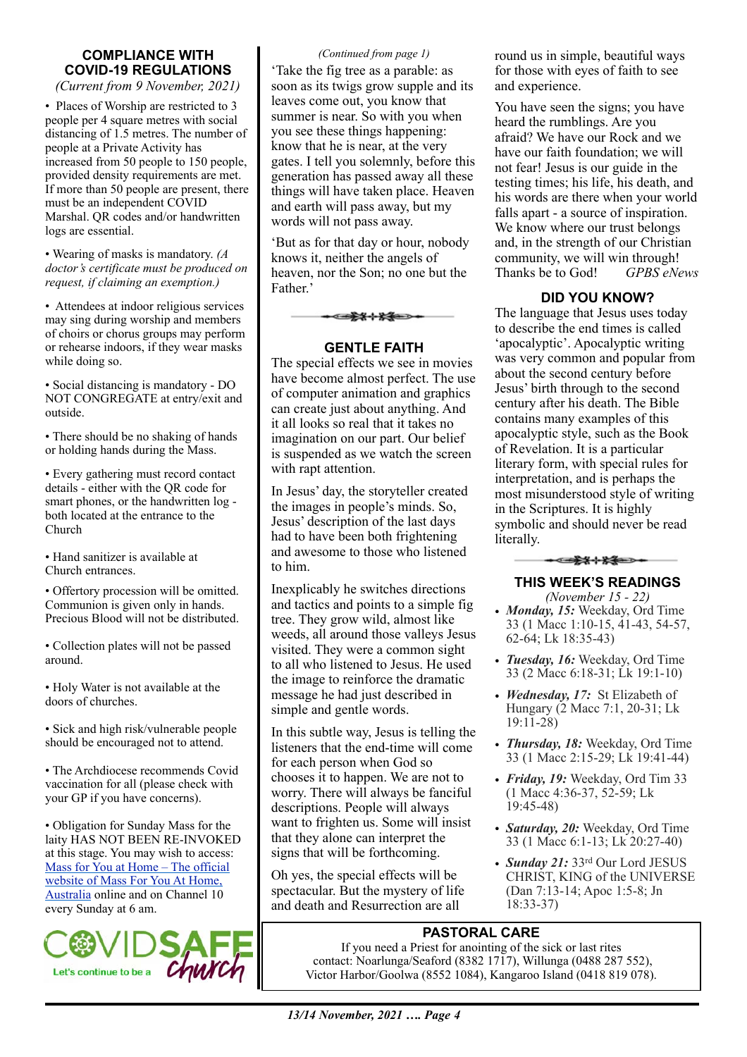## COMPLIANCE WITH COVID-19 REGULATIONS

*(Current from 9 November, 2021)*

- Places of Worship are restricted to 3 people per 4 square metres with social distancing of 1.5 metres. The number of people at a Private Activity has increased from 50 people to 150 people, provided density requirements are met. If more than 50 people are present, there must be an independent COVID Marshal. QR codes and/or handwritten logs are essential.
- Wearing of masks is mandatory. *(A doctor's certificate must be produced on request, if claiming an exemption.)*
- Attendees at indoor religious services may sing during worship and members of choirs or chorus groups may perform or rehearse indoors, if they wear masks while doing so.
- Social distancing is mandatory - DO NOT CONGREGATE at entry/exit and outside.
- There should be no shaking of hands or holding hands during the Mass.
- Every gathering must record contact details - either with the QR code for smart phones, or the handwritten log - both located at the entrance to the Church
- Hand sanitizer is available at Church entrances.
- Offertory procession will be omitted. Communion is given only in hands. Precious Blood will not be distributed.
- Collection plates will not be passed around.
- Holy Water is not available at the doors of churches.
- Sick and high risk/vulnerable people should be encouraged not to attend.
- The Archdiocese recommends Covid vaccination for all (please check with your GP if you have concerns).
- Obligation for Sunday Mass for the laity HAS NOT BEEN RE-INVOKED at this stage. You may wish to access: Mass for You at Home – The official website of Mass For You At Home, Australia online and on Channel 10 every Sunday at 6 am.

COVIDSAFE church
Let's continue to be a

*(Continued from page 1)*

'Take the fig tree as a parable: as soon as its twigs grow supple and its leaves come out, you know that summer is near. So with you when you see these things happening: know that he is near, at the very gates. I tell you solemnly, before this generation has passed away all these things will have taken place. Heaven and earth will pass away, but my words will not pass away.

'But as for that day or hour, nobody knows it, neither the angels of heaven, nor the Son; no one but the Father.'

## GENTLE FAITH

The special effects we see in movies have become almost perfect. The use of computer animation and graphics can create just about anything. And it all looks so real that it takes no imagination on our part. Our belief is suspended as we watch the screen with rapt attention.

In Jesus' day, the storyteller created the images in people's minds. So, Jesus' description of the last days had to have been both frightening and awesome to those who listened to him.

Inexplicably he switches directions and tactics and points to a simple fig tree. They grow wild, almost like weeds, all around those valleys Jesus visited. They were a common sight to all who listened to Jesus. He used the image to reinforce the dramatic message he had just described in simple and gentle words.

In this subtle way, Jesus is telling the listeners that the end-time will come for each person when God so chooses it to happen. We are not to worry. There will always be fanciful descriptions. People will always want to frighten us. Some will insist that they alone can interpret the signs that will be forthcoming.

Oh yes, the special effects will be spectacular. But the mystery of life and death and Resurrection are all round us in simple, beautiful ways for those with eyes of faith to see and experience.

You have seen the signs; you have heard the rumblings. Are you afraid? We have our Rock and we have our faith foundation; we will not fear! Jesus is our guide in the testing times; his life, his death, and his words are there when your world falls apart - a source of inspiration. We know where our trust belongs and, in the strength of our Christian community, we will win through! Thanks be to God! *GPBS eNews*

## DID YOU KNOW?

The language that Jesus uses today to describe the end times is called 'apocalyptic'. Apocalyptic writing was very common and popular from about the second century before Jesus' birth through to the second century after his death. The Bible contains many examples of this apocalyptic style, such as the Book of Revelation. It is a particular literary form, with special rules for interpretation, and is perhaps the most misunderstood style of writing in the Scriptures. It is highly symbolic and should never be read literally.

## THIS WEEK'S READINGS

*(November 15 - 22)*

- ***Monday, 15:*** Weekday, Ord Time 33 (1 Macc 1:10-15, 41-43, 54-57, 62-64; Lk 18:35-43)
- ***Tuesday, 16:*** Weekday, Ord Time 33 (2 Macc 6:18-31; Lk 19:1-10)
- ***Wednesday, 17:*** St Elizabeth of Hungary (2 Macc 7:1, 20-31; Lk 19:11-28)
- ***Thursday, 18:*** Weekday, Ord Time 33 (1 Macc 2:15-29; Lk 19:41-44)
- ***Friday, 19:*** Weekday, Ord Tim 33 (1 Macc 4:36-37, 52-59; Lk 19:45-48)
- ***Saturday, 20:*** Weekday, Ord Time 33 (1 Macc 6:1-13; Lk 20:27-40)
- ***Sunday 21:*** 33rd Our Lord JESUS CHRIST, KING of the UNIVERSE (Dan 7:13-14; Apoc 1:5-8; Jn 18:33-37)

## PASTORAL CARE

If you need a Priest for anointing of the sick or last rites contact: Noarlunga/Seaford (8382 1717), Willunga (0488 287 552), Victor Harbor/Goolwa (8552 1084), Kangaroo Island (0418 819 078).